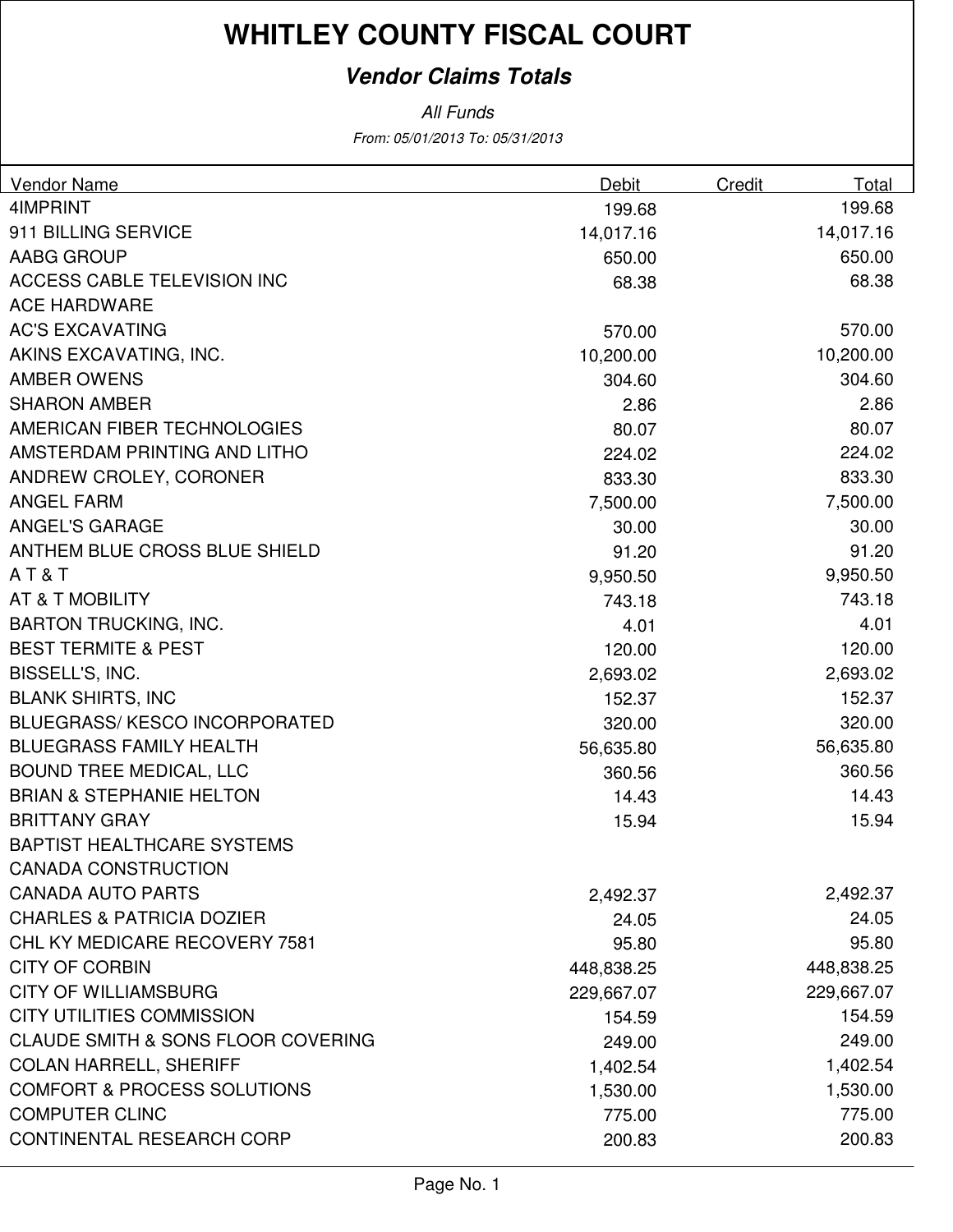# WHITLEY COUNTY FISCAL COURT

## *Vendor Claims Totals*

*All Funds*

*From: 05/01/2013 To: 05/31/2013*

| Vendor Name | Debit | Credit | Total |
|---|---|---|---|
| 4IMPRINT | 199.68 | | 199.68 |
| 911 BILLING SERVICE | 14,017.16 | | 14,017.16 |
| AABG GROUP | 650.00 | | 650.00 |
| ACCESS CABLE TELEVISION INC | 68.38 | | 68.38 |
| ACE HARDWARE | | | |
| AC'S EXCAVATING | 570.00 | | 570.00 |
| AKINS EXCAVATING, INC. | 10,200.00 | | 10,200.00 |
| AMBER OWENS | 304.60 | | 304.60 |
| SHARON AMBER | 2.86 | | 2.86 |
| AMERICAN FIBER TECHNOLOGIES | 80.07 | | 80.07 |
| AMSTERDAM PRINTING AND LITHO | 224.02 | | 224.02 |
| ANDREW CROLEY, CORONER | 833.30 | | 833.30 |
| ANGEL FARM | 7,500.00 | | 7,500.00 |
| ANGEL'S GARAGE | 30.00 | | 30.00 |
| ANTHEM BLUE CROSS BLUE SHIELD | 91.20 | | 91.20 |
| A T & T | 9,950.50 | | 9,950.50 |
| AT & T MOBILITY | 743.18 | | 743.18 |
| BARTON TRUCKING, INC. | 4.01 | | 4.01 |
| BEST TERMITE & PEST | 120.00 | | 120.00 |
| BISSELL'S, INC. | 2,693.02 | | 2,693.02 |
| BLANK SHIRTS, INC | 152.37 | | 152.37 |
| BLUEGRASS/ KESCO INCORPORATED | 320.00 | | 320.00 |
| BLUEGRASS FAMILY HEALTH | 56,635.80 | | 56,635.80 |
| BOUND TREE MEDICAL, LLC | 360.56 | | 360.56 |
| BRIAN & STEPHANIE HELTON | 14.43 | | 14.43 |
| BRITTANY GRAY | 15.94 | | 15.94 |
| BAPTIST HEALTHCARE SYSTEMS | | | |
| CANADA CONSTRUCTION | | | |
| CANADA AUTO PARTS | 2,492.37 | | 2,492.37 |
| CHARLES & PATRICIA DOZIER | 24.05 | | 24.05 |
| CHL KY MEDICARE RECOVERY 7581 | 95.80 | | 95.80 |
| CITY OF CORBIN | 448,838.25 | | 448,838.25 |
| CITY OF WILLIAMSBURG | 229,667.07 | | 229,667.07 |
| CITY UTILITIES COMMISSION | 154.59 | | 154.59 |
| CLAUDE SMITH & SONS FLOOR COVERING | 249.00 | | 249.00 |
| COLAN HARRELL, SHERIFF | 1,402.54 | | 1,402.54 |
| COMFORT & PROCESS SOLUTIONS | 1,530.00 | | 1,530.00 |
| COMPUTER CLINC | 775.00 | | 775.00 |
| CONTINENTAL RESEARCH CORP | 200.83 | | 200.83 |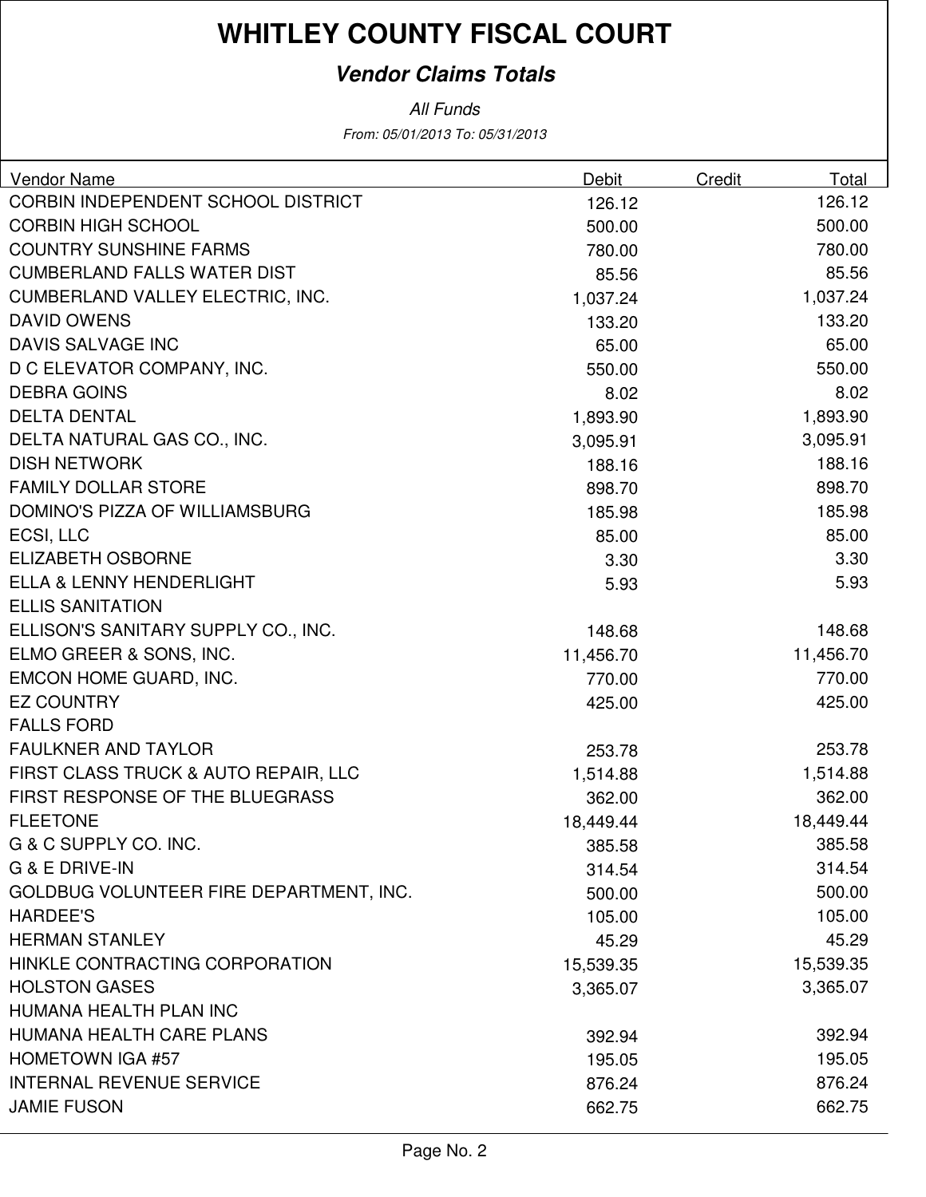# WHITLEY COUNTY FISCAL COURT

## *Vendor Claims Totals*

*All Funds*

*From: 05/01/2013 To: 05/31/2013*

| Vendor Name | Debit | Credit | Total |
|---|---|---|---|
| CORBIN INDEPENDENT SCHOOL DISTRICT | 126.12 | | 126.12 |
| CORBIN HIGH SCHOOL | 500.00 | | 500.00 |
| COUNTRY SUNSHINE FARMS | 780.00 | | 780.00 |
| CUMBERLAND FALLS WATER DIST | 85.56 | | 85.56 |
| CUMBERLAND VALLEY ELECTRIC, INC. | 1,037.24 | | 1,037.24 |
| DAVID OWENS | 133.20 | | 133.20 |
| DAVIS SALVAGE INC | 65.00 | | 65.00 |
| D C ELEVATOR COMPANY, INC. | 550.00 | | 550.00 |
| DEBRA GOINS | 8.02 | | 8.02 |
| DELTA DENTAL | 1,893.90 | | 1,893.90 |
| DELTA NATURAL GAS CO., INC. | 3,095.91 | | 3,095.91 |
| DISH NETWORK | 188.16 | | 188.16 |
| FAMILY DOLLAR STORE | 898.70 | | 898.70 |
| DOMINO'S PIZZA OF WILLIAMSBURG | 185.98 | | 185.98 |
| ECSI, LLC | 85.00 | | 85.00 |
| ELIZABETH OSBORNE | 3.30 | | 3.30 |
| ELLA & LENNY HENDERLIGHT | 5.93 | | 5.93 |
| ELLIS SANITATION | | | |
| ELLISON'S SANITARY SUPPLY CO., INC. | 148.68 | | 148.68 |
| ELMO GREER & SONS, INC. | 11,456.70 | | 11,456.70 |
| EMCON HOME GUARD, INC. | 770.00 | | 770.00 |
| EZ COUNTRY | 425.00 | | 425.00 |
| FALLS FORD | | | |
| FAULKNER AND TAYLOR | 253.78 | | 253.78 |
| FIRST CLASS TRUCK & AUTO REPAIR, LLC | 1,514.88 | | 1,514.88 |
| FIRST RESPONSE OF THE BLUEGRASS | 362.00 | | 362.00 |
| FLEETONE | 18,449.44 | | 18,449.44 |
| G & C SUPPLY CO. INC. | 385.58 | | 385.58 |
| G & E DRIVE-IN | 314.54 | | 314.54 |
| GOLDBUG VOLUNTEER FIRE DEPARTMENT, INC. | 500.00 | | 500.00 |
| HARDEE'S | 105.00 | | 105.00 |
| HERMAN STANLEY | 45.29 | | 45.29 |
| HINKLE CONTRACTING CORPORATION | 15,539.35 | | 15,539.35 |
| HOLSTON GASES | 3,365.07 | | 3,365.07 |
| HUMANA HEALTH PLAN INC | | | |
| HUMANA HEALTH CARE PLANS | 392.94 | | 392.94 |
| HOMETOWN IGA #57 | 195.05 | | 195.05 |
| INTERNAL REVENUE SERVICE | 876.24 | | 876.24 |
| JAMIE FUSON | 662.75 | | 662.75 |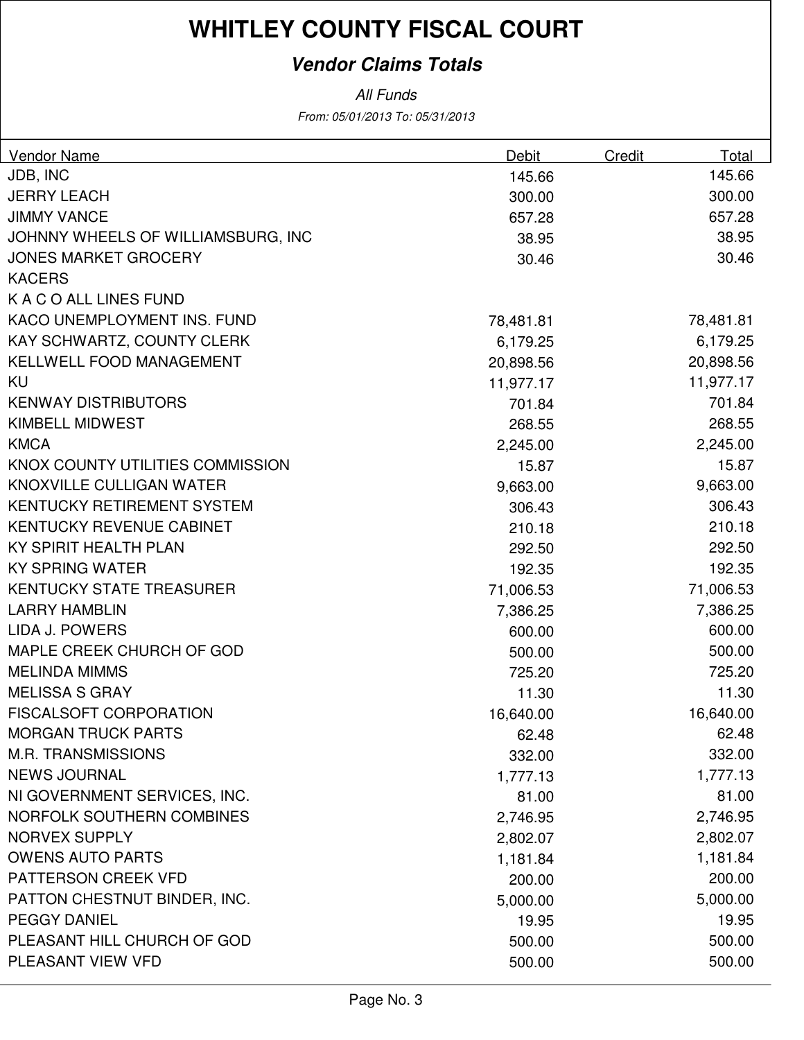# WHITLEY COUNTY FISCAL COURT

## *Vendor Claims Totals*

*All Funds*

*From: 05/01/2013 To: 05/31/2013*

| Vendor Name | Debit | Credit | Total |
|---|---|---|---|
| JDB, INC | 145.66 | | 145.66 |
| JERRY LEACH | 300.00 | | 300.00 |
| JIMMY VANCE | 657.28 | | 657.28 |
| JOHNNY WHEELS OF WILLIAMSBURG, INC | 38.95 | | 38.95 |
| JONES MARKET GROCERY | 30.46 | | 30.46 |
| KACERS | | | |
| K A C O ALL LINES FUND | | | |
| KACO UNEMPLOYMENT INS. FUND | 78,481.81 | | 78,481.81 |
| KAY SCHWARTZ, COUNTY CLERK | 6,179.25 | | 6,179.25 |
| KELLWELL FOOD MANAGEMENT | 20,898.56 | | 20,898.56 |
| KU | 11,977.17 | | 11,977.17 |
| KENWAY DISTRIBUTORS | 701.84 | | 701.84 |
| KIMBELL MIDWEST | 268.55 | | 268.55 |
| KMCA | 2,245.00 | | 2,245.00 |
| KNOX COUNTY UTILITIES COMMISSION | 15.87 | | 15.87 |
| KNOXVILLE CULLIGAN WATER | 9,663.00 | | 9,663.00 |
| KENTUCKY RETIREMENT SYSTEM | 306.43 | | 306.43 |
| KENTUCKY REVENUE CABINET | 210.18 | | 210.18 |
| KY SPIRIT HEALTH PLAN | 292.50 | | 292.50 |
| KY SPRING WATER | 192.35 | | 192.35 |
| KENTUCKY STATE TREASURER | 71,006.53 | | 71,006.53 |
| LARRY HAMBLIN | 7,386.25 | | 7,386.25 |
| LIDA J. POWERS | 600.00 | | 600.00 |
| MAPLE CREEK CHURCH OF GOD | 500.00 | | 500.00 |
| MELINDA MIMMS | 725.20 | | 725.20 |
| MELISSA S GRAY | 11.30 | | 11.30 |
| FISCALSOFT CORPORATION | 16,640.00 | | 16,640.00 |
| MORGAN TRUCK PARTS | 62.48 | | 62.48 |
| M.R. TRANSMISSIONS | 332.00 | | 332.00 |
| NEWS JOURNAL | 1,777.13 | | 1,777.13 |
| NI GOVERNMENT SERVICES, INC. | 81.00 | | 81.00 |
| NORFOLK SOUTHERN COMBINES | 2,746.95 | | 2,746.95 |
| NORVEX SUPPLY | 2,802.07 | | 2,802.07 |
| OWENS AUTO PARTS | 1,181.84 | | 1,181.84 |
| PATTERSON CREEK VFD | 200.00 | | 200.00 |
| PATTON CHESTNUT BINDER, INC. | 5,000.00 | | 5,000.00 |
| PEGGY DANIEL | 19.95 | | 19.95 |
| PLEASANT HILL CHURCH OF GOD | 500.00 | | 500.00 |
| PLEASANT VIEW VFD | 500.00 | | 500.00 |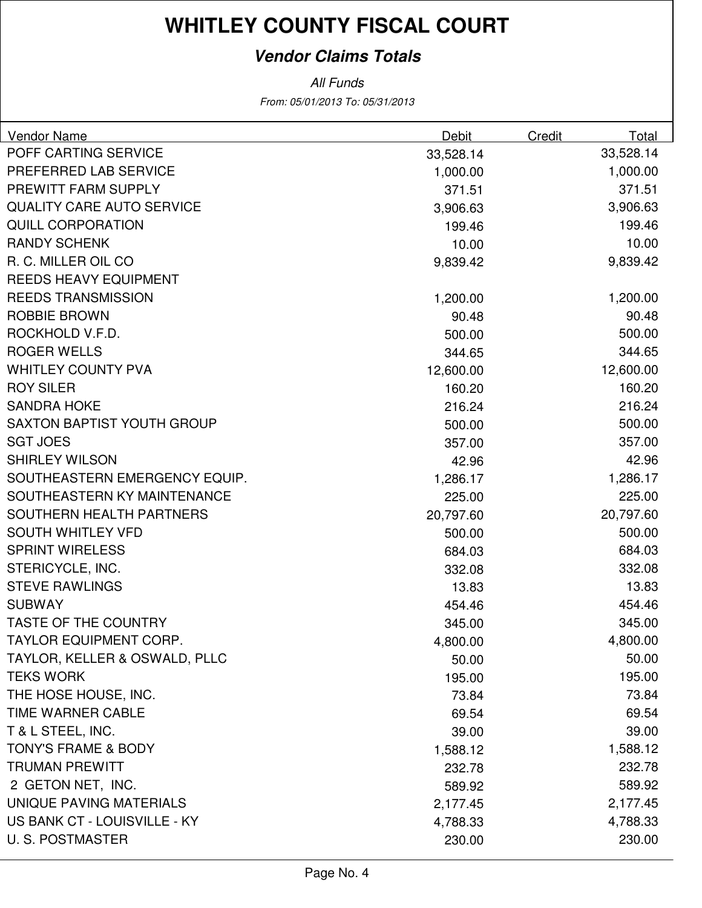# WHITLEY COUNTY FISCAL COURT

## *Vendor Claims Totals*

*All Funds*

*From: 05/01/2013 To: 05/31/2013*

| Vendor Name | Debit | Credit | Total |
|---|---|---|---|
| POFF CARTING SERVICE | 33,528.14 | | 33,528.14 |
| PREFERRED LAB SERVICE | 1,000.00 | | 1,000.00 |
| PREWITT FARM SUPPLY | 371.51 | | 371.51 |
| QUALITY CARE AUTO SERVICE | 3,906.63 | | 3,906.63 |
| QUILL CORPORATION | 199.46 | | 199.46 |
| RANDY SCHENK | 10.00 | | 10.00 |
| R. C. MILLER OIL CO | 9,839.42 | | 9,839.42 |
| REEDS HEAVY EQUIPMENT | | | |
| REEDS TRANSMISSION | 1,200.00 | | 1,200.00 |
| ROBBIE BROWN | 90.48 | | 90.48 |
| ROCKHOLD V.F.D. | 500.00 | | 500.00 |
| ROGER WELLS | 344.65 | | 344.65 |
| WHITLEY COUNTY PVA | 12,600.00 | | 12,600.00 |
| ROY SILER | 160.20 | | 160.20 |
| SANDRA HOKE | 216.24 | | 216.24 |
| SAXTON BAPTIST YOUTH GROUP | 500.00 | | 500.00 |
| SGT JOES | 357.00 | | 357.00 |
| SHIRLEY WILSON | 42.96 | | 42.96 |
| SOUTHEASTERN EMERGENCY EQUIP. | 1,286.17 | | 1,286.17 |
| SOUTHEASTERN KY MAINTENANCE | 225.00 | | 225.00 |
| SOUTHERN HEALTH PARTNERS | 20,797.60 | | 20,797.60 |
| SOUTH WHITLEY VFD | 500.00 | | 500.00 |
| SPRINT WIRELESS | 684.03 | | 684.03 |
| STERICYCLE, INC. | 332.08 | | 332.08 |
| STEVE RAWLINGS | 13.83 | | 13.83 |
| SUBWAY | 454.46 | | 454.46 |
| TASTE OF THE COUNTRY | 345.00 | | 345.00 |
| TAYLOR EQUIPMENT CORP. | 4,800.00 | | 4,800.00 |
| TAYLOR, KELLER & OSWALD, PLLC | 50.00 | | 50.00 |
| TEKS WORK | 195.00 | | 195.00 |
| THE HOSE HOUSE, INC. | 73.84 | | 73.84 |
| TIME WARNER CABLE | 69.54 | | 69.54 |
| T & L STEEL, INC. | 39.00 | | 39.00 |
| TONY'S FRAME & BODY | 1,588.12 | | 1,588.12 |
| TRUMAN PREWITT | 232.78 | | 232.78 |
| 2 GETON NET, INC. | 589.92 | | 589.92 |
| UNIQUE PAVING MATERIALS | 2,177.45 | | 2,177.45 |
| US BANK CT - LOUISVILLE - KY | 4,788.33 | | 4,788.33 |
| U. S. POSTMASTER | 230.00 | | 230.00 |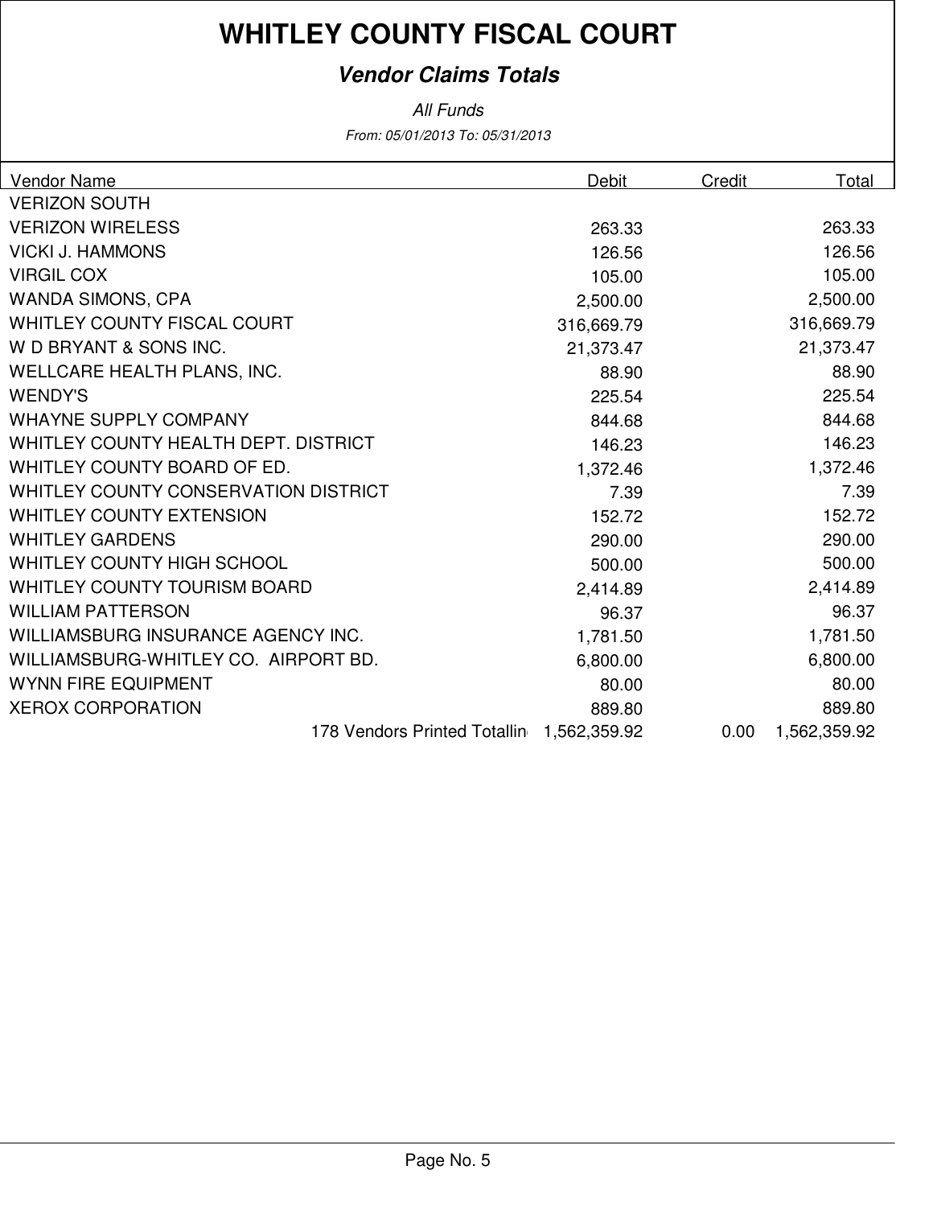# WHITLEY COUNTY FISCAL COURT

## *Vendor Claims Totals*

*All Funds*

*From: 05/01/2013 To: 05/31/2013*

| Vendor Name | Debit | Credit | Total |
|---|---|---|---|
| VERIZON SOUTH | | | |
| VERIZON WIRELESS | 263.33 | | 263.33 |
| VICKI J. HAMMONS | 126.56 | | 126.56 |
| VIRGIL COX | 105.00 | | 105.00 |
| WANDA SIMONS, CPA | 2,500.00 | | 2,500.00 |
| WHITLEY COUNTY FISCAL COURT | 316,669.79 | | 316,669.79 |
| W D BRYANT & SONS INC. | 21,373.47 | | 21,373.47 |
| WELLCARE HEALTH PLANS, INC. | 88.90 | | 88.90 |
| WENDY'S | 225.54 | | 225.54 |
| WHAYNE SUPPLY COMPANY | 844.68 | | 844.68 |
| WHITLEY COUNTY HEALTH DEPT. DISTRICT | 146.23 | | 146.23 |
| WHITLEY COUNTY BOARD OF ED. | 1,372.46 | | 1,372.46 |
| WHITLEY COUNTY CONSERVATION DISTRICT | 7.39 | | 7.39 |
| WHITLEY COUNTY EXTENSION | 152.72 | | 152.72 |
| WHITLEY GARDENS | 290.00 | | 290.00 |
| WHITLEY COUNTY HIGH SCHOOL | 500.00 | | 500.00 |
| WHITLEY COUNTY TOURISM BOARD | 2,414.89 | | 2,414.89 |
| WILLIAM PATTERSON | 96.37 | | 96.37 |
| WILLIAMSBURG INSURANCE AGENCY INC. | 1,781.50 | | 1,781.50 |
| WILLIAMSBURG-WHITLEY CO. AIRPORT BD. | 6,800.00 | | 6,800.00 |
| WYNN FIRE EQUIPMENT | 80.00 | | 80.00 |
| XEROX CORPORATION | 889.80 | | 889.80 |
| 178 Vendors Printed Totallin | 1,562,359.92 | 0.00 | 1,562,359.92 |